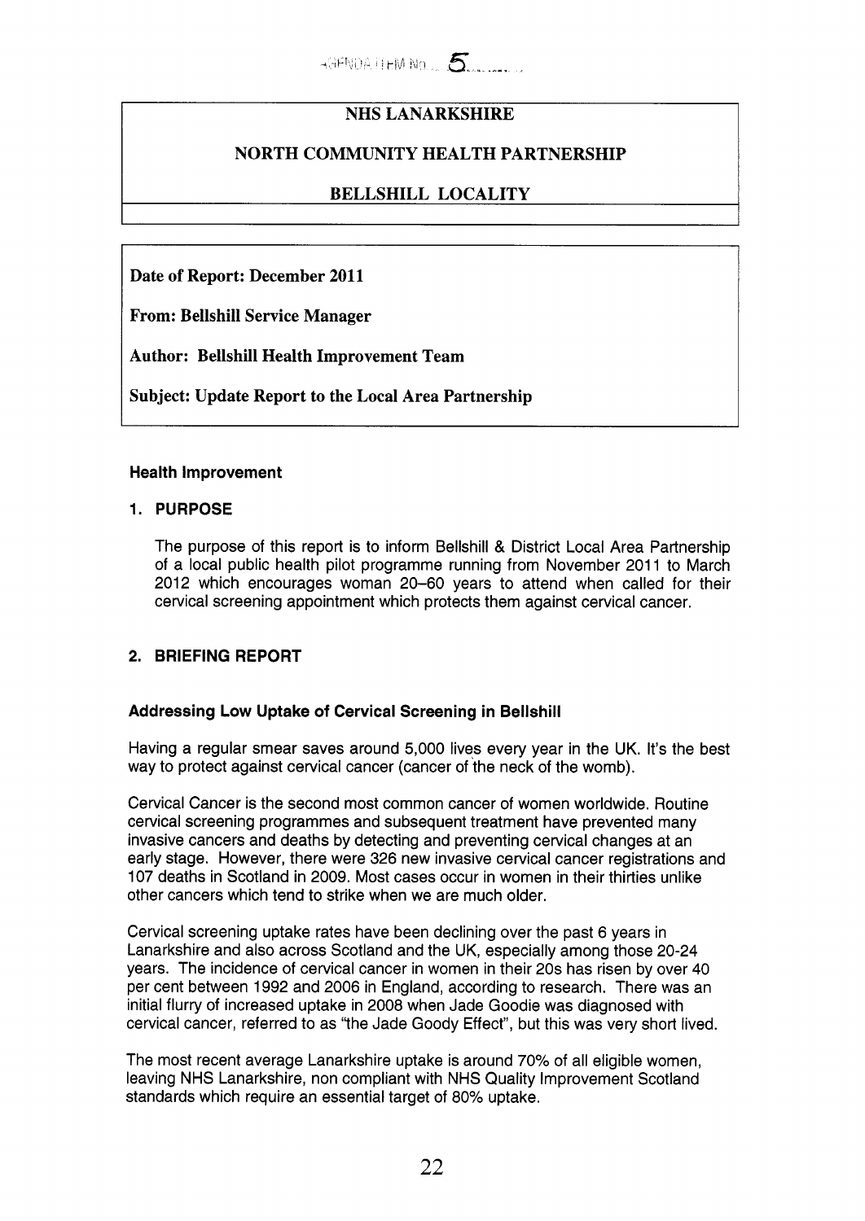AGENDA ITEM No. 5

# NHS LANARKSHIRE

## NORTH COMMUNITY HEALTH PARTNERSHIP

## BELLSHILL LOCALITY

**Date of Report: December 2011**

**From: Bellshill Service Manager**

**Author: Bellshill Health Improvement Team**

**Subject: Update Report to the Local Area Partnership**

### Health Improvement

### 1. PURPOSE

The purpose of this report is to inform Bellshill & District Local Area Partnership of a local public health pilot programme running from November 2011 to March 2012 which encourages woman 20–60 years to attend when called for their cervical screening appointment which protects them against cervical cancer.

### 2. BRIEFING REPORT

#### Addressing Low Uptake of Cervical Screening in Bellshill

Having a regular smear saves around 5,000 lives every year in the UK. It's the best way to protect against cervical cancer (cancer of the neck of the womb).

Cervical Cancer is the second most common cancer of women worldwide. Routine cervical screening programmes and subsequent treatment have prevented many invasive cancers and deaths by detecting and preventing cervical changes at an early stage. However, there were 326 new invasive cervical cancer registrations and 107 deaths in Scotland in 2009. Most cases occur in women in their thirties unlike other cancers which tend to strike when we are much older.

Cervical screening uptake rates have been declining over the past 6 years in Lanarkshire and also across Scotland and the UK, especially among those 20-24 years. The incidence of cervical cancer in women in their 20s has risen by over 40 per cent between 1992 and 2006 in England, according to research. There was an initial flurry of increased uptake in 2008 when Jade Goodie was diagnosed with cervical cancer, referred to as "the Jade Goody Effect", but this was very short lived.

The most recent average Lanarkshire uptake is around 70% of all eligible women, leaving NHS Lanarkshire, non compliant with NHS Quality Improvement Scotland standards which require an essential target of 80% uptake.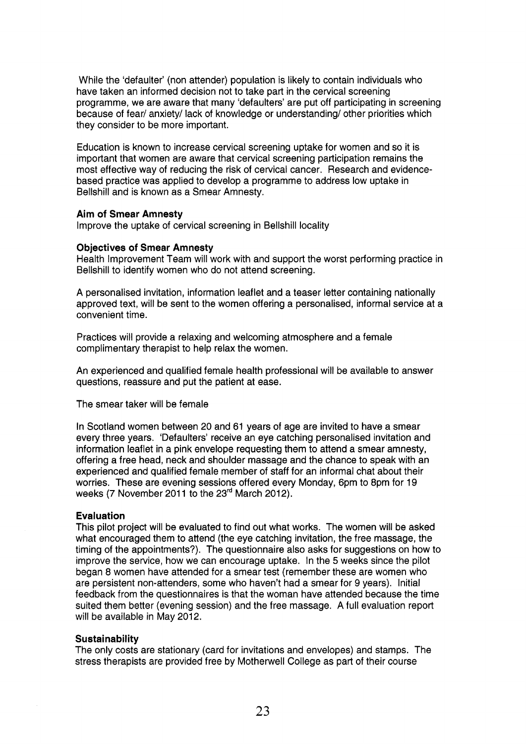While the 'defaulter' (non attender) population is likely to contain individuals who have taken an informed decision not to take part in the cervical screening programme, we are aware that many 'defaulters' are put off participating in screening because of fear/ anxiety/ lack of knowledge or understanding/ other priorities which they consider to be more important.

Education is known to increase cervical screening uptake for women and so it is important that women are aware that cervical screening participation remains the most effective way of reducing the risk of cervical cancer. Research and evidence-based practice was applied to develop a programme to address low uptake in Bellshill and is known as a Smear Amnesty.

**Aim of Smear Amnesty**

Improve the uptake of cervical screening in Bellshill locality

**Objectives of Smear Amnesty**

Health Improvement Team will work with and support the worst performing practice in Bellshill to identify women who do not attend screening.

A personalised invitation, information leaflet and a teaser letter containing nationally approved text, will be sent to the women offering a personalised, informal service at a convenient time.

Practices will provide a relaxing and welcoming atmosphere and a female complimentary therapist to help relax the women.

An experienced and qualified female health professional will be available to answer questions, reassure and put the patient at ease.

The smear taker will be female

In Scotland women between 20 and 61 years of age are invited to have a smear every three years. 'Defaulters' receive an eye catching personalised invitation and information leaflet in a pink envelope requesting them to attend a smear amnesty, offering a free head, neck and shoulder massage and the chance to speak with an experienced and qualified female member of staff for an informal chat about their worries. These are evening sessions offered every Monday, 6pm to 8pm for 19 weeks (7 November 2011 to the 23rd March 2012).

**Evaluation**

This pilot project will be evaluated to find out what works. The women will be asked what encouraged them to attend (the eye catching invitation, the free massage, the timing of the appointments?). The questionnaire also asks for suggestions on how to improve the service, how we can encourage uptake. In the 5 weeks since the pilot began 8 women have attended for a smear test (remember these are women who are persistent non-attenders, some who haven't had a smear for 9 years). Initial feedback from the questionnaires is that the woman have attended because the time suited them better (evening session) and the free massage. A full evaluation report will be available in May 2012.

**Sustainability**

The only costs are stationary (card for invitations and envelopes) and stamps. The stress therapists are provided free by Motherwell College as part of their course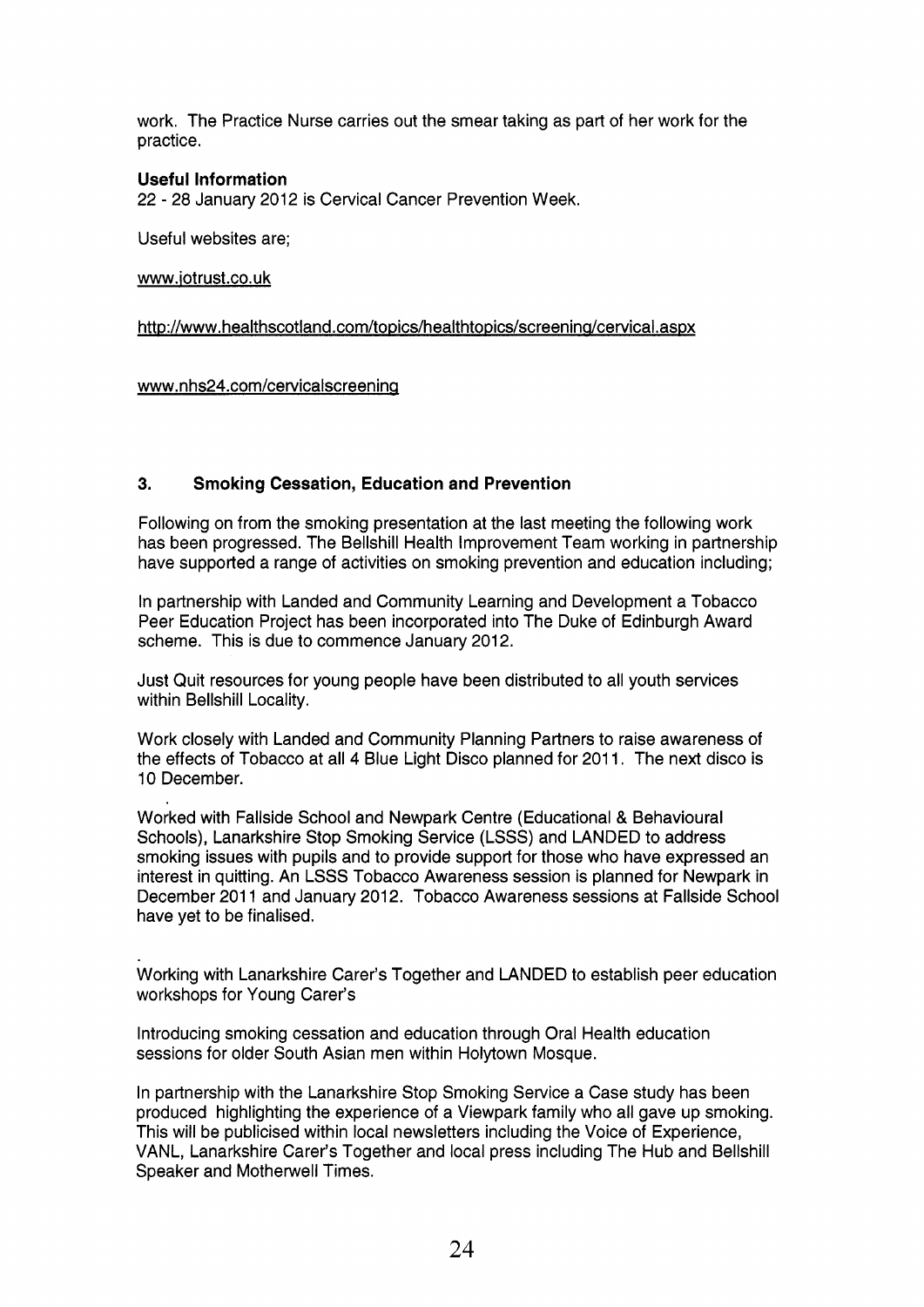work. The Practice Nurse carries out the smear taking as part of her work for the practice.

**Useful Information**

22 - 28 January 2012 is Cervical Cancer Prevention Week.

Useful websites are;

www.jotrust.co.uk

http://www.healthscotland.com/topics/healthtopics/screening/cervical.aspx

www.nhs24.com/cervicalscreening

## 3. Smoking Cessation, Education and Prevention

Following on from the smoking presentation at the last meeting the following work has been progressed. The Bellshill Health Improvement Team working in partnership have supported a range of activities on smoking prevention and education including;

In partnership with Landed and Community Learning and Development a Tobacco Peer Education Project has been incorporated into The Duke of Edinburgh Award scheme. This is due to commence January 2012.

Just Quit resources for young people have been distributed to all youth services within Bellshill Locality.

Work closely with Landed and Community Planning Partners to raise awareness of the effects of Tobacco at all 4 Blue Light Disco planned for 2011. The next disco is 10 December.

Worked with Fallside School and Newpark Centre (Educational & Behavioural Schools), Lanarkshire Stop Smoking Service (LSSS) and LANDED to address smoking issues with pupils and to provide support for those who have expressed an interest in quitting. An LSSS Tobacco Awareness session is planned for Newpark in December 2011 and January 2012. Tobacco Awareness sessions at Fallside School have yet to be finalised.

Working with Lanarkshire Carer's Together and LANDED to establish peer education workshops for Young Carer's

Introducing smoking cessation and education through Oral Health education sessions for older South Asian men within Holytown Mosque.

In partnership with the Lanarkshire Stop Smoking Service a Case study has been produced highlighting the experience of a Viewpark family who all gave up smoking. This will be publicised within local newsletters including the Voice of Experience, VANL, Lanarkshire Carer's Together and local press including The Hub and Bellshill Speaker and Motherwell Times.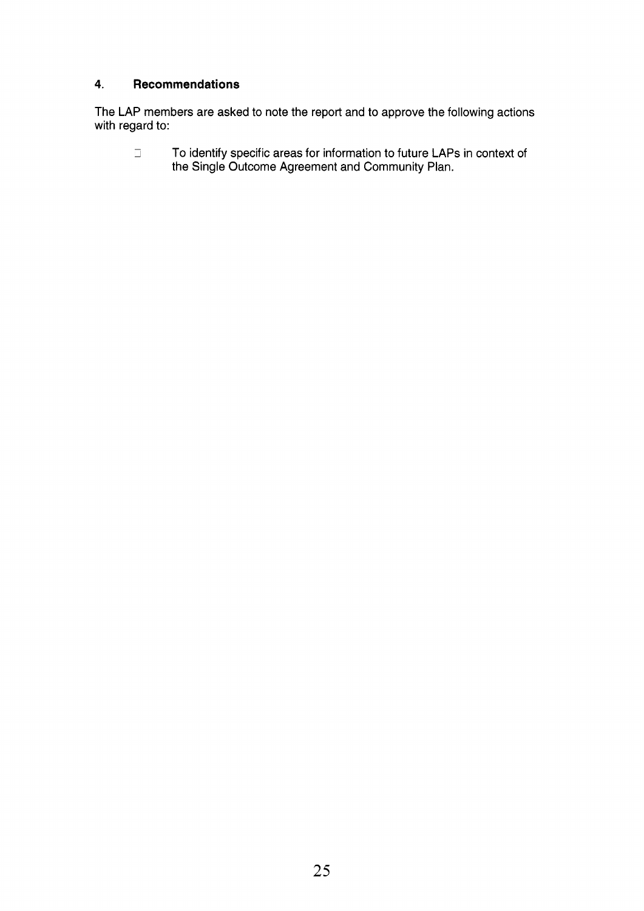## 4. Recommendations

The LAP members are asked to note the report and to approve the following actions with regard to:

- To identify specific areas for information to future LAPs in context of the Single Outcome Agreement and Community Plan.